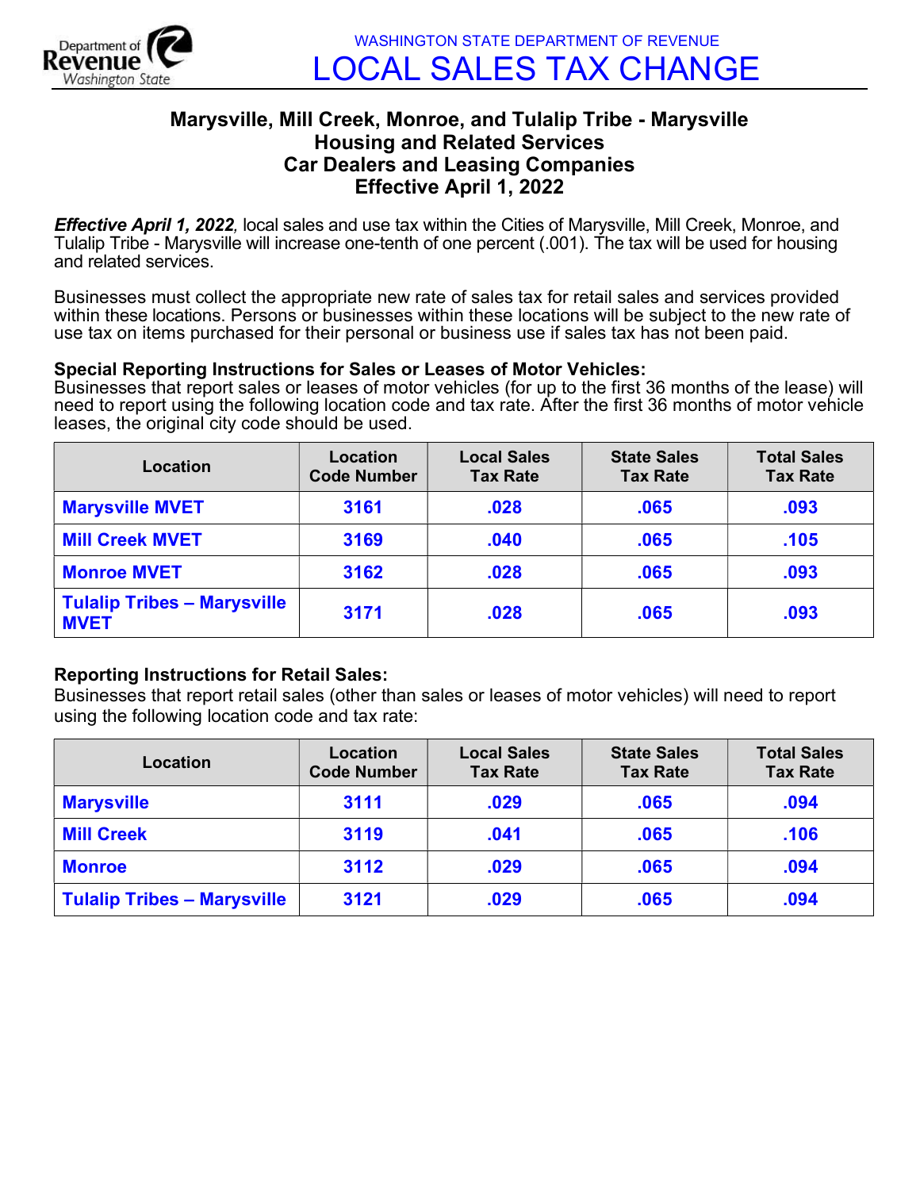WASHINGTON STATE DEPARTMENT OF REVENUE

# LOCAL SALES TAX CHANGE

## Marysville, Mill Creek, Monroe, and Tulalip Tribe - Marysville
## Housing and Related Services
## Car Dealers and Leasing Companies
## Effective April 1, 2022

***Effective April 1, 2022***, local sales and use tax within the Cities of Marysville, Mill Creek, Monroe, and Tulalip Tribe - Marysville will increase one-tenth of one percent (.001). The tax will be used for housing and related services.

Businesses must collect the appropriate new rate of sales tax for retail sales and services provided within these locations. Persons or businesses within these locations will be subject to the new rate of use tax on items purchased for their personal or business use if sales tax has not been paid.

**Special Reporting Instructions for Sales or Leases of Motor Vehicles:**
Businesses that report sales or leases of motor vehicles (for up to the first 36 months of the lease) will need to report using the following location code and tax rate. After the first 36 months of motor vehicle leases, the original city code should be used.

| Location | Location Code Number | Local Sales Tax Rate | State Sales Tax Rate | Total Sales Tax Rate |
|---|---|---|---|---|
| Marysville MVET | 3161 | .028 | .065 | .093 |
| Mill Creek MVET | 3169 | .040 | .065 | .105 |
| Monroe MVET | 3162 | .028 | .065 | .093 |
| Tulalip Tribes – Marysville MVET | 3171 | .028 | .065 | .093 |

**Reporting Instructions for Retail Sales:**
Businesses that report retail sales (other than sales or leases of motor vehicles) will need to report using the following location code and tax rate:

| Location | Location Code Number | Local Sales Tax Rate | State Sales Tax Rate | Total Sales Tax Rate |
|---|---|---|---|---|
| Marysville | 3111 | .029 | .065 | .094 |
| Mill Creek | 3119 | .041 | .065 | .106 |
| Monroe | 3112 | .029 | .065 | .094 |
| Tulalip Tribes – Marysville | 3121 | .029 | .065 | .094 |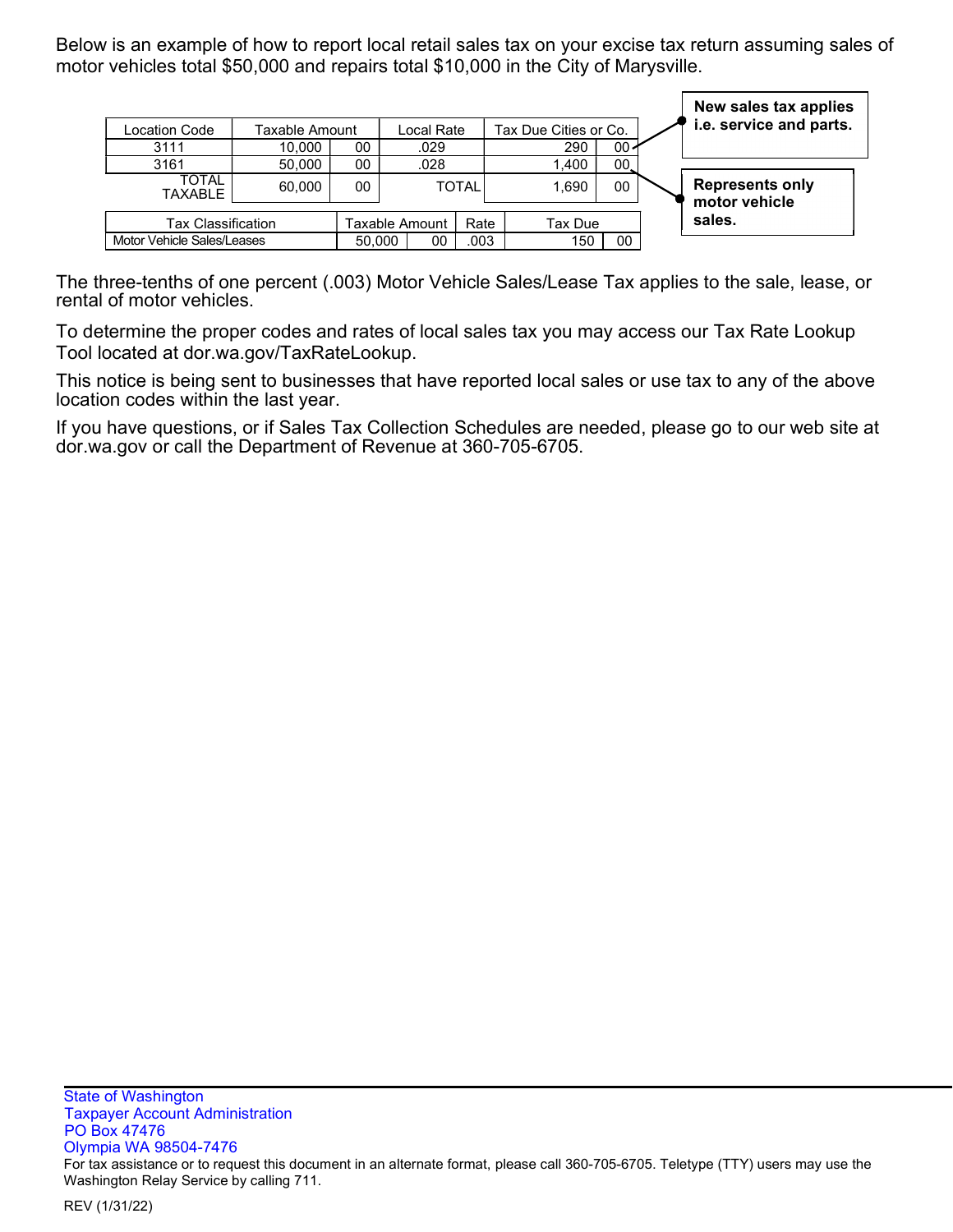Below is an example of how to report local retail sales tax on your excise tax return assuming sales of motor vehicles total $50,000 and repairs total $10,000 in the City of Marysville.

| Location Code | Taxable Amount | | Local Rate | Tax Due Cities or Co. | |
|---|---|---|---|---|---|
| 3111 | 10,000 | 00 | .029 | 290 | 00 |
| 3161 | 50,000 | 00 | .028 | 1,400 | 00 |
| TOTAL TAXABLE | 60,000 | 00 | TOTAL | 1,690 | 00 |

**New sales tax applies i.e. service and parts.**

**Represents only motor vehicle sales.**

| Tax Classification | Taxable Amount | | Rate | Tax Due | |
|---|---|---|---|---|---|
| Motor Vehicle Sales/Leases | 50,000 | 00 | .003 | 150 | 00 |

The three-tenths of one percent (.003) Motor Vehicle Sales/Lease Tax applies to the sale, lease, or rental of motor vehicles.

To determine the proper codes and rates of local sales tax you may access our Tax Rate Lookup Tool located at dor.wa.gov/TaxRateLookup.

This notice is being sent to businesses that have reported local sales or use tax to any of the above location codes within the last year.

If you have questions, or if Sales Tax Collection Schedules are needed, please go to our web site at dor.wa.gov or call the Department of Revenue at 360-705-6705.

State of Washington
Taxpayer Account Administration
PO Box 47476
Olympia WA 98504-7476

For tax assistance or to request this document in an alternate format, please call 360-705-6705. Teletype (TTY) users may use the Washington Relay Service by calling 711.

REV (1/31/22)